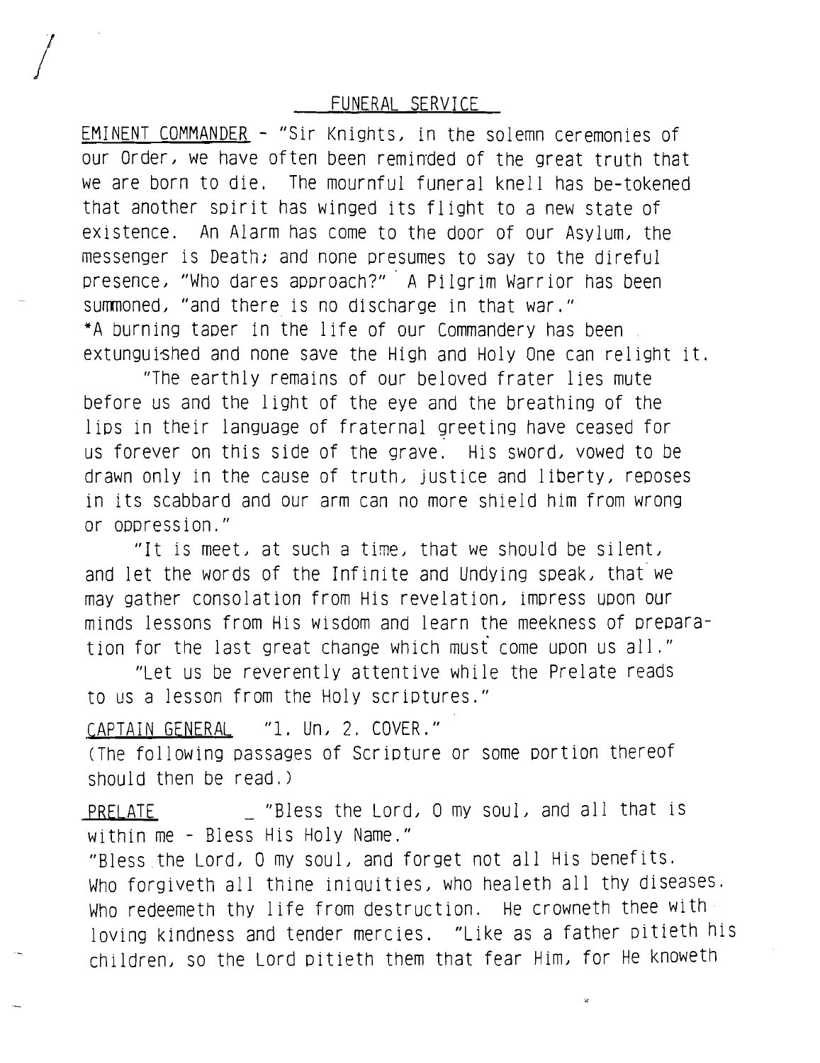# FUNERAL SERVICE

EMINENT COMMANDER - "Sir Knights, in the solemn ceremonies of our Order, we have often been reminded of the great truth that we are born to die. The mournful funeral knell has be-tokened that another spirit has winged its flight to a new state of existence. An Alarm has come to the door of our Asylum, the messenger is Death; and none presumes to say to the direful presence, "Who dares approach?" A Pilgrim Warrior has been summoned, "and there is no discharge in that war."
*A burning taper in the life of our Commandery has been extunguished and none save the High and Holy One can relight it.

"The earthly remains of our beloved frater lies mute before us and the light of the eye and the breathing of the lips in their language of fraternal greeting have ceased for us forever on this side of the grave. His sword, vowed to be drawn only in the cause of truth, justice and liberty, reposes in its scabbard and our arm can no more shield him from wrong or oppression."

"It is meet, at such a time, that we should be silent, and let the words of the Infinite and Undying speak, that we may gather consolation from His revelation, impress upon our minds lessons from His wisdom and learn the meekness of preparation for the last great change which must come upon us all."

"Let us be reverently attentive while the Prelate reads to us a lesson from the Holy scriptures."

CAPTAIN GENERAL "1. Un, 2. COVER."
(The following passages of Scripture or some portion thereof should then be read.)

PRELATE _ "Bless the Lord, O my soul, and all that is within me - Bless His Holy Name."
"Bless the Lord, O my soul, and forget not all His benefits. Who forgiveth all thine iniquities, who healeth all thy diseases. Who redeemeth thy life from destruction. He crowneth thee with loving kindness and tender mercies. "Like as a father pitieth his children, so the Lord pitieth them that fear Him, for He knoweth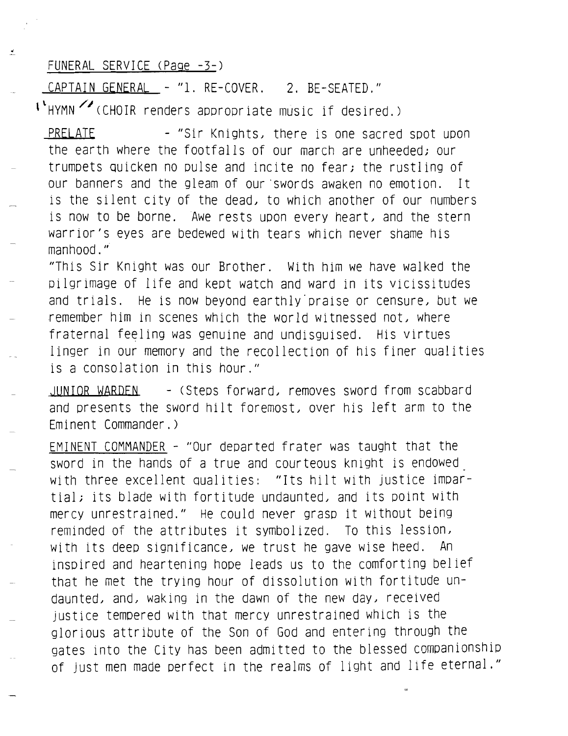FUNERAL SERVICE (Page -3-)

CAPTAIN GENERAL - "1. RE-COVER. 2. BE-SEATED."

"HYMN" (CHOIR renders appropriate music if desired.)

PRELATE - "Sir Knights, there is one sacred spot upon the earth where the footfalls of our march are unheeded; our trumpets quicken no pulse and incite no fear; the rustling of our banners and the gleam of our swords awaken no emotion. It is the silent city of the dead, to which another of our numbers is now to be borne. Awe rests upon every heart, and the stern warrior's eyes are bedewed with tears which never shame his manhood."

"This Sir Knight was our Brother. With him we have walked the pilgrimage of life and kept watch and ward in its vicissitudes and trials. He is now beyond earthly praise or censure, but we remember him in scenes which the world witnessed not, where fraternal feeling was genuine and undisguised. His virtues linger in our memory and the recollection of his finer qualities is a consolation in this hour."

JUNIOR WARDEN - (Steps forward, removes sword from scabbard and presents the sword hilt foremost, over his left arm to the Eminent Commander.)

EMINENT COMMANDER - "Our departed frater was taught that the sword in the hands of a true and courteous knight is endowed with three excellent qualities: "Its hilt with justice impartial; its blade with fortitude undaunted, and its point with mercy unrestrained." He could never grasp it without being reminded of the attributes it symbolized. To this lession, with its deep significance, we trust he gave wise heed. An inspired and heartening hope leads us to the comforting belief that he met the trying hour of dissolution with fortitude undaunted, and, waking in the dawn of the new day, received justice tempered with that mercy unrestrained which is the glorious attribute of the Son of God and entering through the gates into the City has been admitted to the blessed companionship of just men made perfect in the realms of light and life eternal."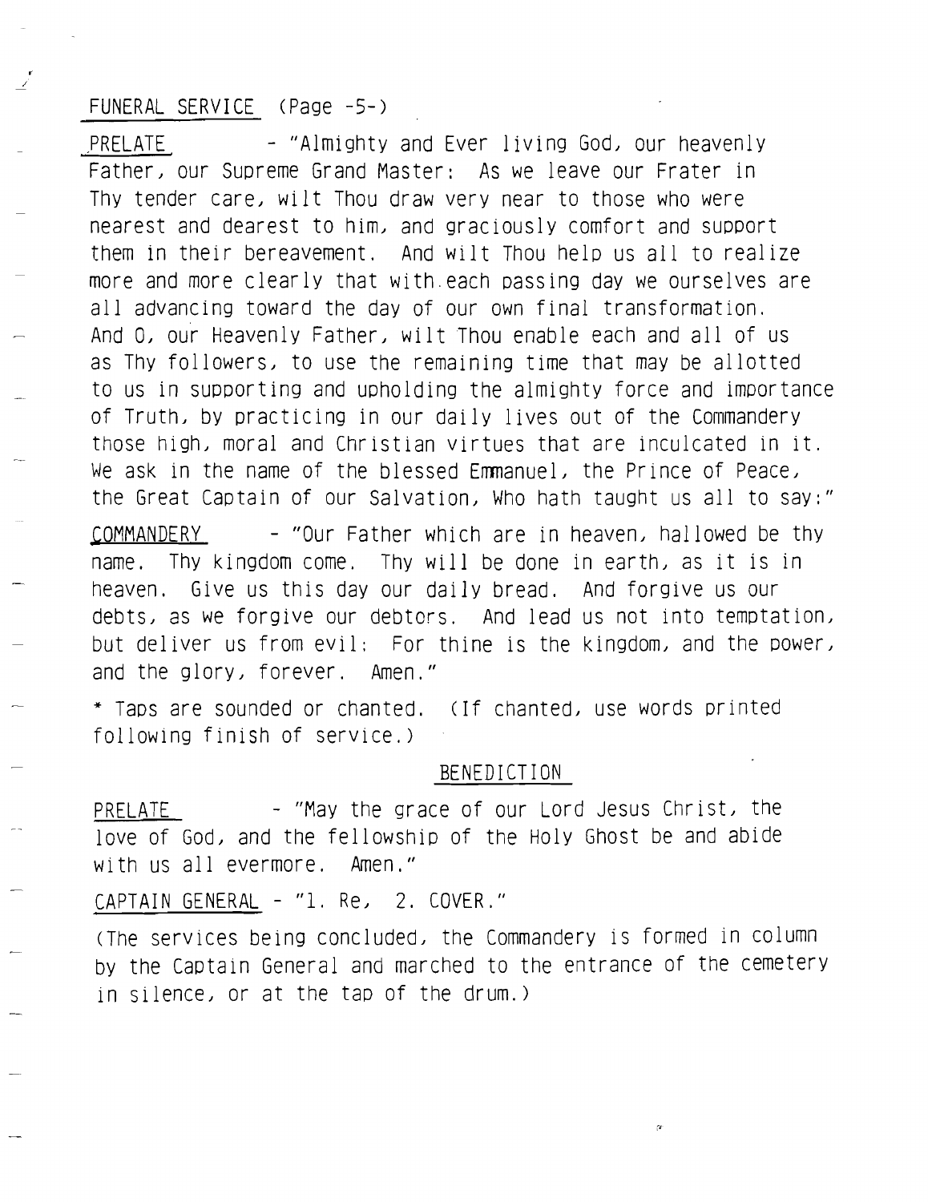FUNERAL SERVICE (Page -5-)

PRELATE - "Almighty and Ever living God, our heavenly Father, our Supreme Grand Master: As we leave our Frater in Thy tender care, wilt Thou draw very near to those who were nearest and dearest to him, and graciously comfort and support them in their bereavement. And wilt Thou help us all to realize more and more clearly that with each passing day we ourselves are all advancing toward the day of our own final transformation. And O, our Heavenly Father, wilt Thou enable each and all of us as Thy followers, to use the remaining time that may be allotted to us in supporting and upholding the almighty force and importance of Truth, by practicing in our daily lives out of the Commandery those high, moral and Christian virtues that are inculcated in it. We ask in the name of the blessed Emmanuel, the Prince of Peace, the Great Captain of our Salvation, Who hath taught us all to say:"

COMMANDERY - "Our Father which are in heaven, hallowed be thy name. Thy kingdom come. Thy will be done in earth, as it is in heaven. Give us this day our daily bread. And forgive us our debts, as we forgive our debtors. And lead us not into temptation, but deliver us from evil: For thine is the kingdom, and the power, and the glory, forever. Amen."

* Taps are sounded or chanted. (If chanted, use words printed following finish of service.)

## BENEDICTION

PRELATE - "May the grace of our Lord Jesus Christ, the love of God, and the fellowship of the Holy Ghost be and abide with us all evermore. Amen."

CAPTAIN GENERAL - "1. Re, 2. COVER."

(The services being concluded, the Commandery is formed in column by the Captain General and marched to the entrance of the cemetery in silence, or at the tap of the drum.)